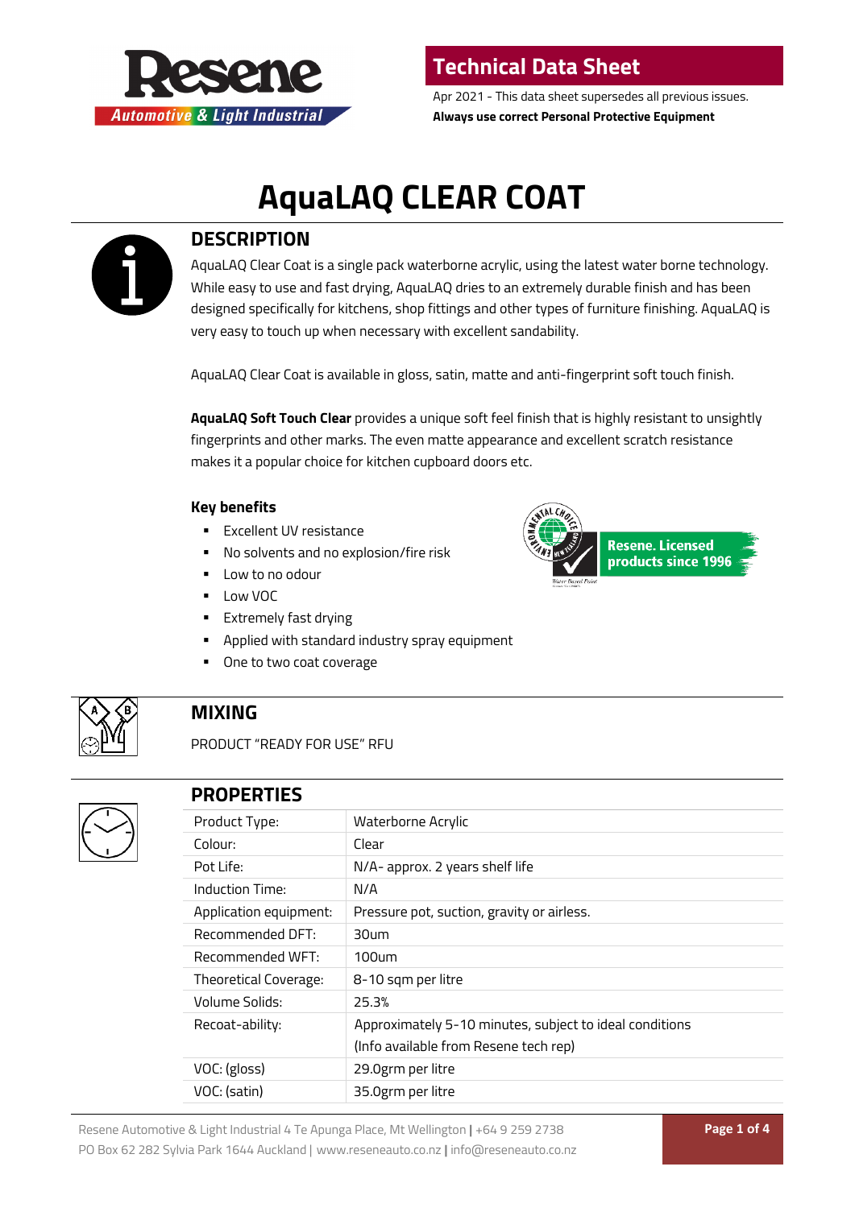Technical Data Sheet

Apr 2021 - This data sheet supersedes all previous issues.

**Always use correct Personal Protective Equipment**

# AquaLAQ CLEAR COAT

## DESCRIPTION

AquaLAQ Clear Coat is a single pack waterborne acrylic, using the latest water borne technology. While easy to use and fast drying, AquaLAQ dries to an extremely durable finish and has been designed specifically for kitchens, shop fittings and other types of furniture finishing. AquaLAQ is very easy to touch up when necessary with excellent sandability.

AquaLAQ Clear Coat is available in gloss, satin, matte and anti-fingerprint soft touch finish.

**AquaLAQ Soft Touch Clear** provides a unique soft feel finish that is highly resistant to unsightly fingerprints and other marks. The even matte appearance and excellent scratch resistance makes it a popular choice for kitchen cupboard doors etc.

### Key benefits

- Excellent UV resistance
- No solvents and no explosion/fire risk
- Low to no odour
- Low VOC
- Extremely fast drying
- Applied with standard industry spray equipment
- One to two coat coverage

Resene. Licensed products since 1996

## MIXING

PRODUCT "READY FOR USE" RFU

## PROPERTIES

| | |
|---|---|
| Product Type: | Waterborne Acrylic |
| Colour: | Clear |
| Pot Life: | N/A- approx. 2 years shelf life |
| Induction Time: | N/A |
| Application equipment: | Pressure pot, suction, gravity or airless. |
| Recommended DFT: | 30um |
| Recommended WFT: | 100um |
| Theoretical Coverage: | 8-10 sqm per litre |
| Volume Solids: | 25.3% |
| Recoat-ability: | Approximately 5-10 minutes, subject to ideal conditions (Info available from Resene tech rep) |
| VOC: (gloss) | 29.0grm per litre |
| VOC: (satin) | 35.0grm per litre |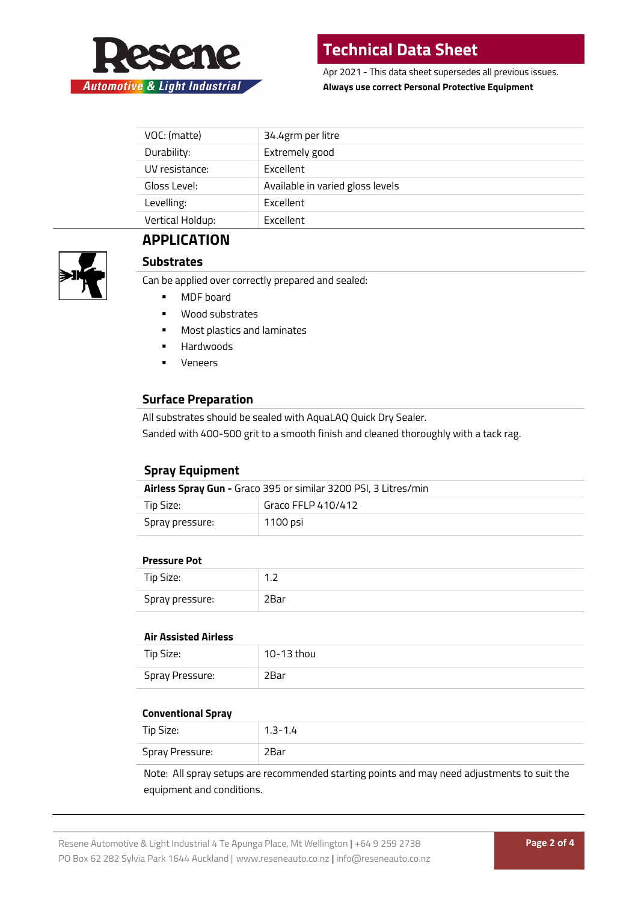| | |
|---|---|
| VOC: (matte) | 34.4grm per litre |
| Durability: | Extremely good |
| UV resistance: | Excellent |
| Gloss Level: | Available in varied gloss levels |
| Levelling: | Excellent |
| Vertical Holdup: | Excellent |

## APPLICATION

### Substrates

Can be applied over correctly prepared and sealed:

- MDF board
- Wood substrates
- Most plastics and laminates
- Hardwoods
- Veneers

### Surface Preparation

All substrates should be sealed with AquaLAQ Quick Dry Sealer.
Sanded with 400-500 grit to a smooth finish and cleaned thoroughly with a tack rag.

### Spray Equipment

| **Airless Spray Gun -** Graco 395 or similar 3200 PSI, 3 Litres/min | |
|---|---|
| Tip Size: | Graco FFLP 410/412 |
| Spray pressure: | 1100 psi |

**Pressure Pot**

| | |
|---|---|
| Tip Size: | 1.2 |
| Spray pressure: | 2Bar |

**Air Assisted Airless**

| | |
|---|---|
| Tip Size: | 10-13 thou |
| Spray Pressure: | 2Bar |

**Conventional Spray**

| | |
|---|---|
| Tip Size: | 1.3-1.4 |
| Spray Pressure: | 2Bar |

Note: All spray setups are recommended starting points and may need adjustments to suit the equipment and conditions.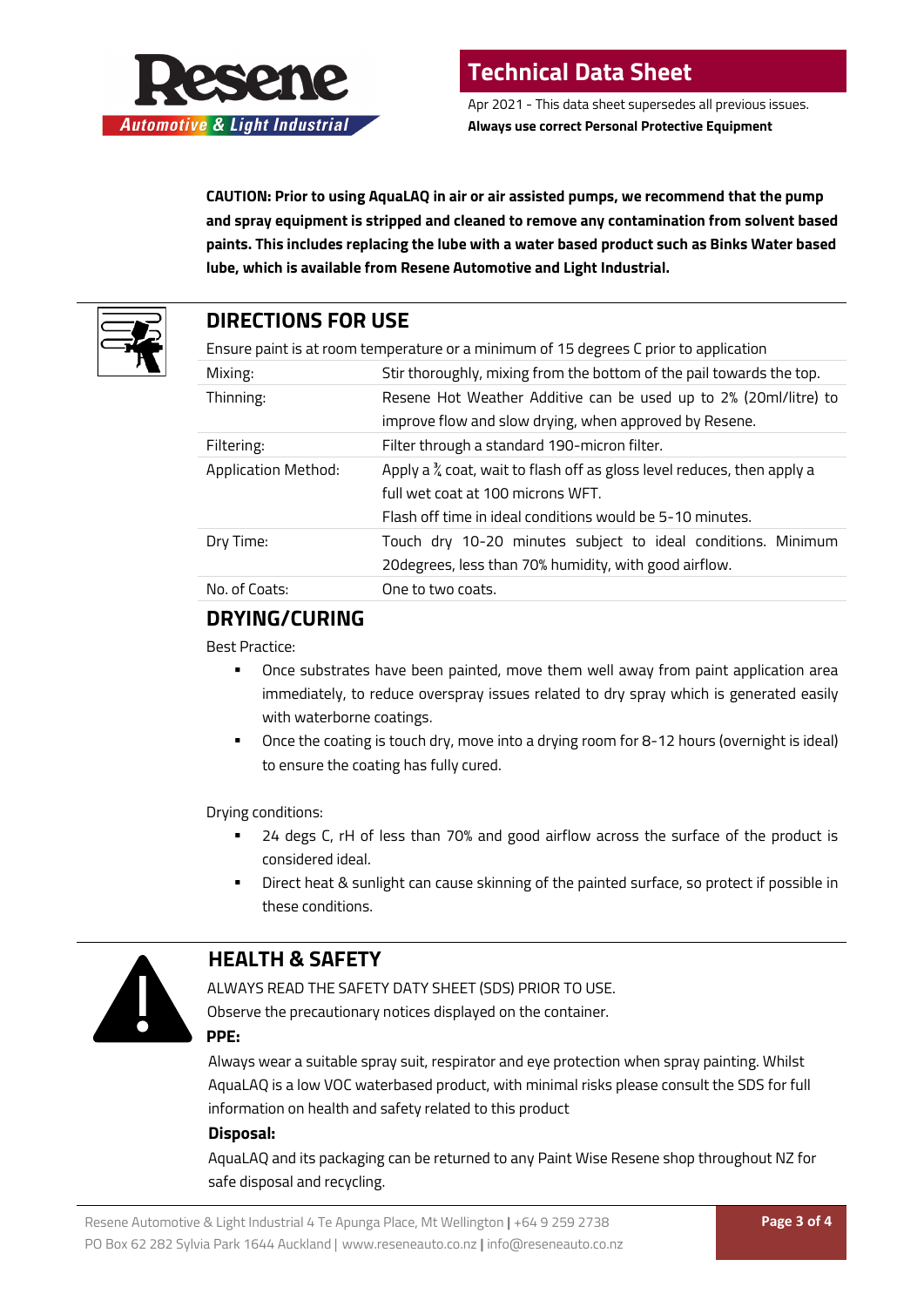CAUTION: Prior to using AquaLAQ in air or air assisted pumps, we recommend that the pump and spray equipment is stripped and cleaned to remove any contamination from solvent based paints. This includes replacing the lube with a water based product such as Binks Water based lube, which is available from Resene Automotive and Light Industrial.

## DIRECTIONS FOR USE

Ensure paint is at room temperature or a minimum of 15 degrees C prior to application

| | |
|---|---|
| Mixing: | Stir thoroughly, mixing from the bottom of the pail towards the top. |
| Thinning: | Resene Hot Weather Additive can be used up to 2% (20ml/litre) to improve flow and slow drying, when approved by Resene. |
| Filtering: | Filter through a standard 190-micron filter. |
| Application Method: | Apply a ¾ coat, wait to flash off as gloss level reduces, then apply a full wet coat at 100 microns WFT. Flash off time in ideal conditions would be 5-10 minutes. |
| Dry Time: | Touch dry 10-20 minutes subject to ideal conditions. Minimum 20degrees, less than 70% humidity, with good airflow. |
| No. of Coats: | One to two coats. |

## DRYING/CURING

Best Practice:

- Once substrates have been painted, move them well away from paint application area immediately, to reduce overspray issues related to dry spray which is generated easily with waterborne coatings.
- Once the coating is touch dry, move into a drying room for 8-12 hours (overnight is ideal) to ensure the coating has fully cured.

Drying conditions:

- 24 degs C, rH of less than 70% and good airflow across the surface of the product is considered ideal.
- Direct heat & sunlight can cause skinning of the painted surface, so protect if possible in these conditions.

## HEALTH & SAFETY

ALWAYS READ THE SAFETY DATY SHEET (SDS) PRIOR TO USE.
Observe the precautionary notices displayed on the container.

**PPE:**

Always wear a suitable spray suit, respirator and eye protection when spray painting. Whilst AquaLAQ is a low VOC waterbased product, with minimal risks please consult the SDS for full information on health and safety related to this product

**Disposal:**

AquaLAQ and its packaging can be returned to any Paint Wise Resene shop throughout NZ for safe disposal and recycling.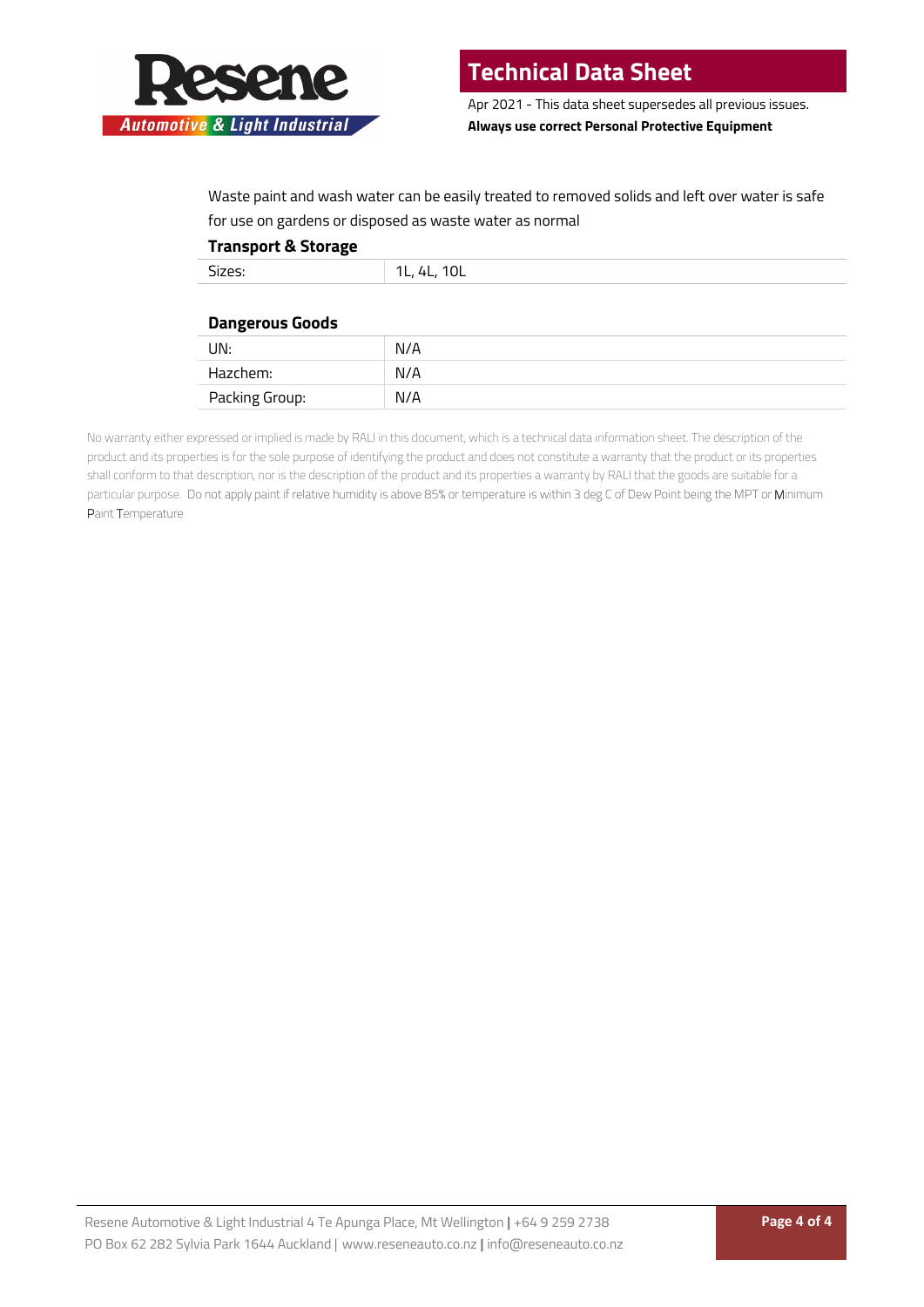Waste paint and wash water can be easily treated to removed solids and left over water is safe for use on gardens or disposed as waste water as normal

## Transport & Storage

| | |
|---|---|
| Sizes: | 1L, 4L, 10L |

## Dangerous Goods

| | |
|---|---|
| UN: | N/A |
| Hazchem: | N/A |
| Packing Group: | N/A |

No warranty either expressed or implied is made by RALI in this document, which is a technical data information sheet. The description of the product and its properties is for the sole purpose of identifying the product and does not constitute a warranty that the product or its properties shall conform to that description, nor is the description of the product and its properties a warranty by RALI that the goods are suitable for a particular purpose. Do not apply paint if relative humidity is above 85% or temperature is within 3 deg C of Dew Point being the MPT or Minimum Paint Temperature